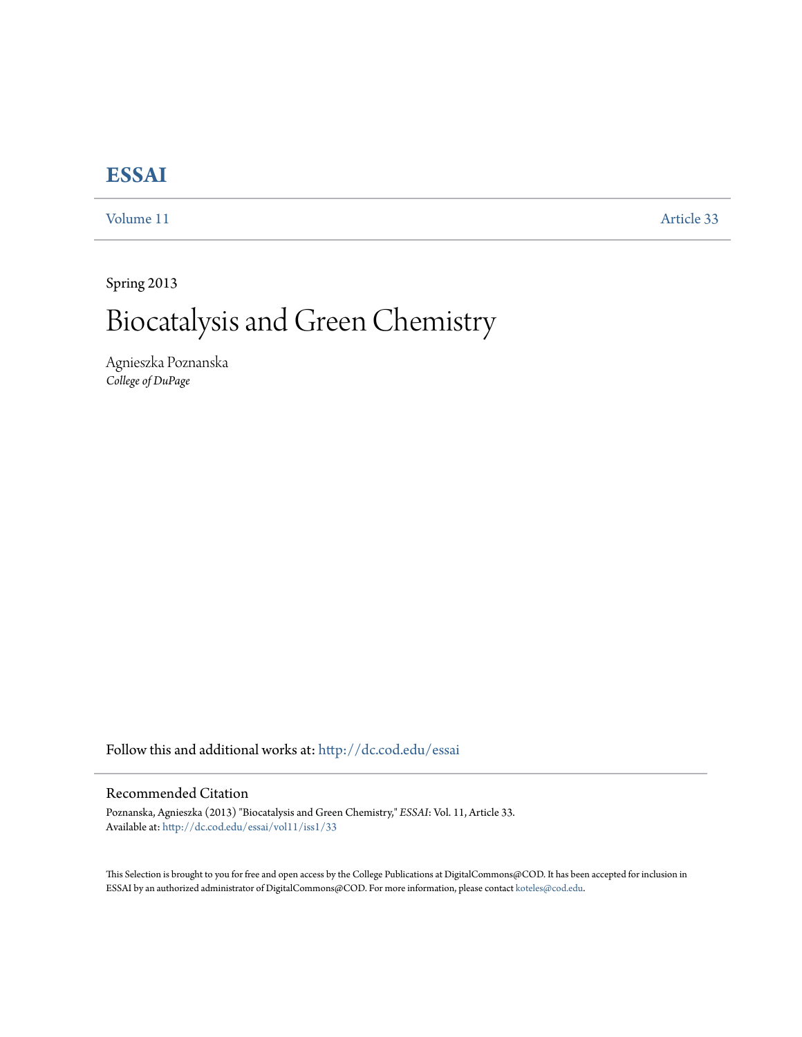# ESSAI

Volume 11 Article 33

Spring 2013

## Biocatalysis and Green Chemistry

Agnieszka Poznanska
*College of DuPage*

Follow this and additional works at: http://dc.cod.edu/essai

### Recommended Citation

Poznanska, Agnieszka (2013) "Biocatalysis and Green Chemistry," *ESSAI*: Vol. 11, Article 33.
Available at: http://dc.cod.edu/essai/vol11/iss1/33

This Selection is brought to you for free and open access by the College Publications at DigitalCommons@COD. It has been accepted for inclusion in ESSAI by an authorized administrator of DigitalCommons@COD. For more information, please contact koteles@cod.edu.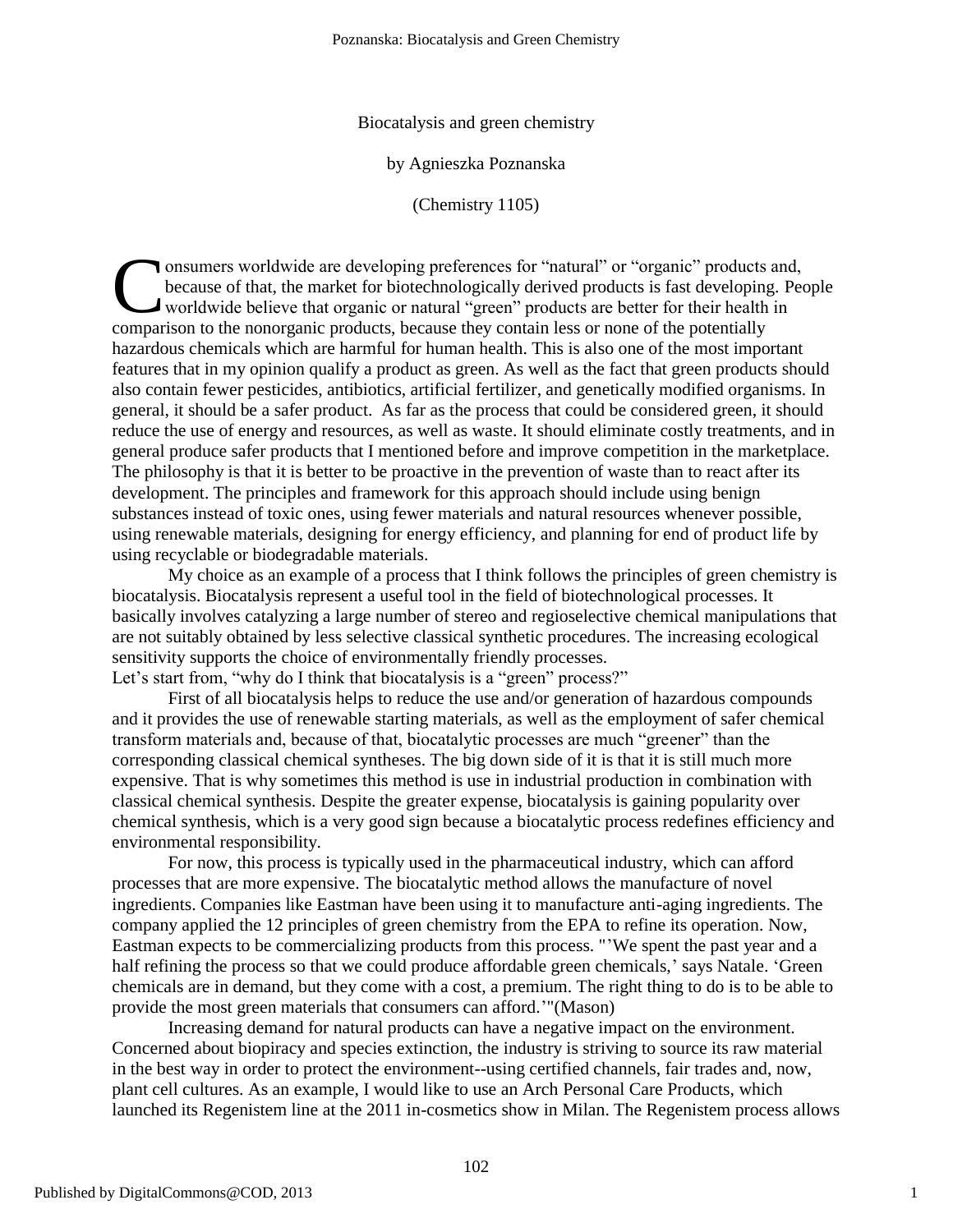Biocatalysis and green chemistry

by Agnieszka Poznanska

(Chemistry 1105)

Consumers worldwide are developing preferences for "natural" or "organic" products and, because of that, the market for biotechnologically derived products is fast developing. People worldwide believe that organic or natural "green" products are better for their health in comparison to the nonorganic products, because they contain less or none of the potentially hazardous chemicals which are harmful for human health. This is also one of the most important features that in my opinion qualify a product as green. As well as the fact that green products should also contain fewer pesticides, antibiotics, artificial fertilizer, and genetically modified organisms. In general, it should be a safer product. As far as the process that could be considered green, it should reduce the use of energy and resources, as well as waste. It should eliminate costly treatments, and in general produce safer products that I mentioned before and improve competition in the marketplace. The philosophy is that it is better to be proactive in the prevention of waste than to react after its development. The principles and framework for this approach should include using benign substances instead of toxic ones, using fewer materials and natural resources whenever possible, using renewable materials, designing for energy efficiency, and planning for end of product life by using recyclable or biodegradable materials.

My choice as an example of a process that I think follows the principles of green chemistry is biocatalysis. Biocatalysis represent a useful tool in the field of biotechnological processes. It basically involves catalyzing a large number of stereo and regioselective chemical manipulations that are not suitably obtained by less selective classical synthetic procedures. The increasing ecological sensitivity supports the choice of environmentally friendly processes.

Let's start from, "why do I think that biocatalysis is a "green" process?"

First of all biocatalysis helps to reduce the use and/or generation of hazardous compounds and it provides the use of renewable starting materials, as well as the employment of safer chemical transform materials and, because of that, biocatalytic processes are much "greener" than the corresponding classical chemical syntheses. The big down side of it is that it is still much more expensive. That is why sometimes this method is use in industrial production in combination with classical chemical synthesis. Despite the greater expense, biocatalysis is gaining popularity over chemical synthesis, which is a very good sign because a biocatalytic process redefines efficiency and environmental responsibility.

For now, this process is typically used in the pharmaceutical industry, which can afford processes that are more expensive. The biocatalytic method allows the manufacture of novel ingredients. Companies like Eastman have been using it to manufacture anti-aging ingredients. The company applied the 12 principles of green chemistry from the EPA to refine its operation. Now, Eastman expects to be commercializing products from this process. "'We spent the past year and a half refining the process so that we could produce affordable green chemicals,' says Natale. 'Green chemicals are in demand, but they come with a cost, a premium. The right thing to do is to be able to provide the most green materials that consumers can afford.'"(Mason)

Increasing demand for natural products can have a negative impact on the environment. Concerned about biopiracy and species extinction, the industry is striving to source its raw material in the best way in order to protect the environment--using certified channels, fair trades and, now, plant cell cultures. As an example, I would like to use an Arch Personal Care Products, which launched its Regenistem line at the 2011 in-cosmetics show in Milan. The Regenistem process allows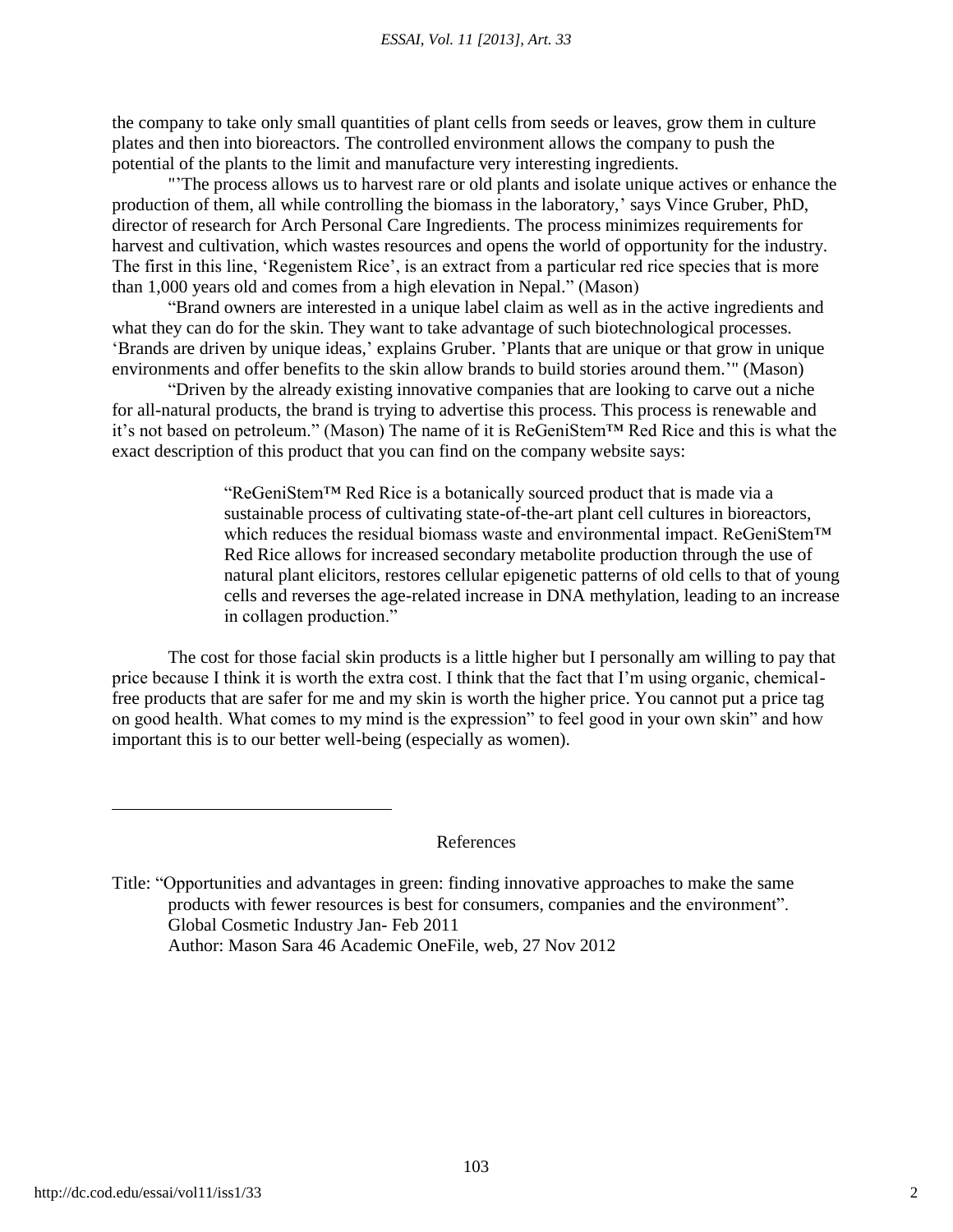the company to take only small quantities of plant cells from seeds or leaves, grow them in culture plates and then into bioreactors. The controlled environment allows the company to push the potential of the plants to the limit and manufacture very interesting ingredients.

"'The process allows us to harvest rare or old plants and isolate unique actives or enhance the production of them, all while controlling the biomass in the laboratory,' says Vince Gruber, PhD, director of research for Arch Personal Care Ingredients. The process minimizes requirements for harvest and cultivation, which wastes resources and opens the world of opportunity for the industry. The first in this line, 'Regenistem Rice', is an extract from a particular red rice species that is more than 1,000 years old and comes from a high elevation in Nepal." (Mason)

"Brand owners are interested in a unique label claim as well as in the active ingredients and what they can do for the skin. They want to take advantage of such biotechnological processes. 'Brands are driven by unique ideas,' explains Gruber. 'Plants that are unique or that grow in unique environments and offer benefits to the skin allow brands to build stories around them.'" (Mason)

"Driven by the already existing innovative companies that are looking to carve out a niche for all-natural products, the brand is trying to advertise this process. This process is renewable and it's not based on petroleum." (Mason) The name of it is ReGeniStem™ Red Rice and this is what the exact description of this product that you can find on the company website says:

> "ReGeniStem™ Red Rice is a botanically sourced product that is made via a sustainable process of cultivating state-of-the-art plant cell cultures in bioreactors, which reduces the residual biomass waste and environmental impact. ReGeniStem™ Red Rice allows for increased secondary metabolite production through the use of natural plant elicitors, restores cellular epigenetic patterns of old cells to that of young cells and reverses the age-related increase in DNA methylation, leading to an increase in collagen production."

The cost for those facial skin products is a little higher but I personally am willing to pay that price because I think it is worth the extra cost. I think that the fact that I'm using organic, chemical-free products that are safer for me and my skin is worth the higher price. You cannot put a price tag on good health. What comes to my mind is the expression" to feel good in your own skin" and how important this is to our better well-being (especially as women).

---

References

Title: "Opportunities and advantages in green: finding innovative approaches to make the same products with fewer resources is best for consumers, companies and the environment". Global Cosmetic Industry Jan- Feb 2011
Author: Mason Sara 46 Academic OneFile, web, 27 Nov 2012